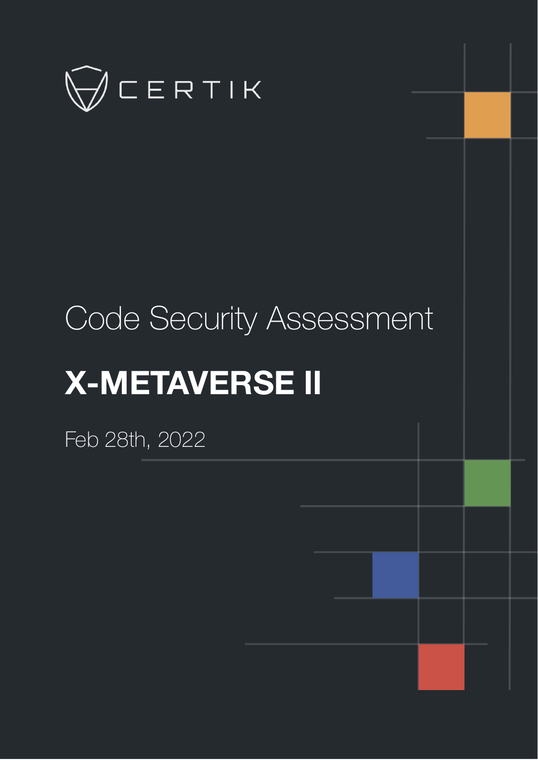CERTIK

# Code Security Assessment

# X-METAVERSE II

Feb 28th, 2022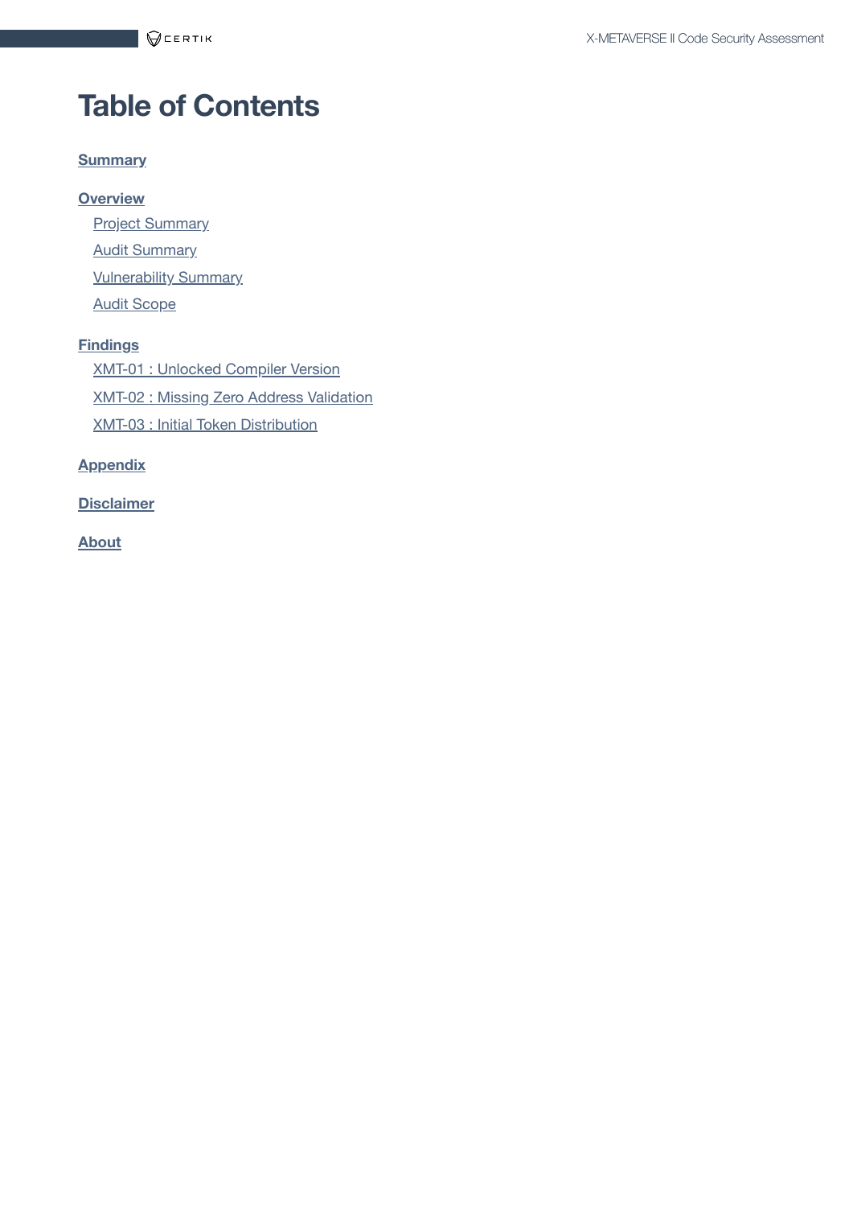# Table of Contents

**Summary**

**Overview**

- Project Summary
- Audit Summary
- Vulnerability Summary
- Audit Scope

**Findings**

- XMT-01 : Unlocked Compiler Version
- XMT-02 : Missing Zero Address Validation
- XMT-03 : Initial Token Distribution

**Appendix**

**Disclaimer**

**About**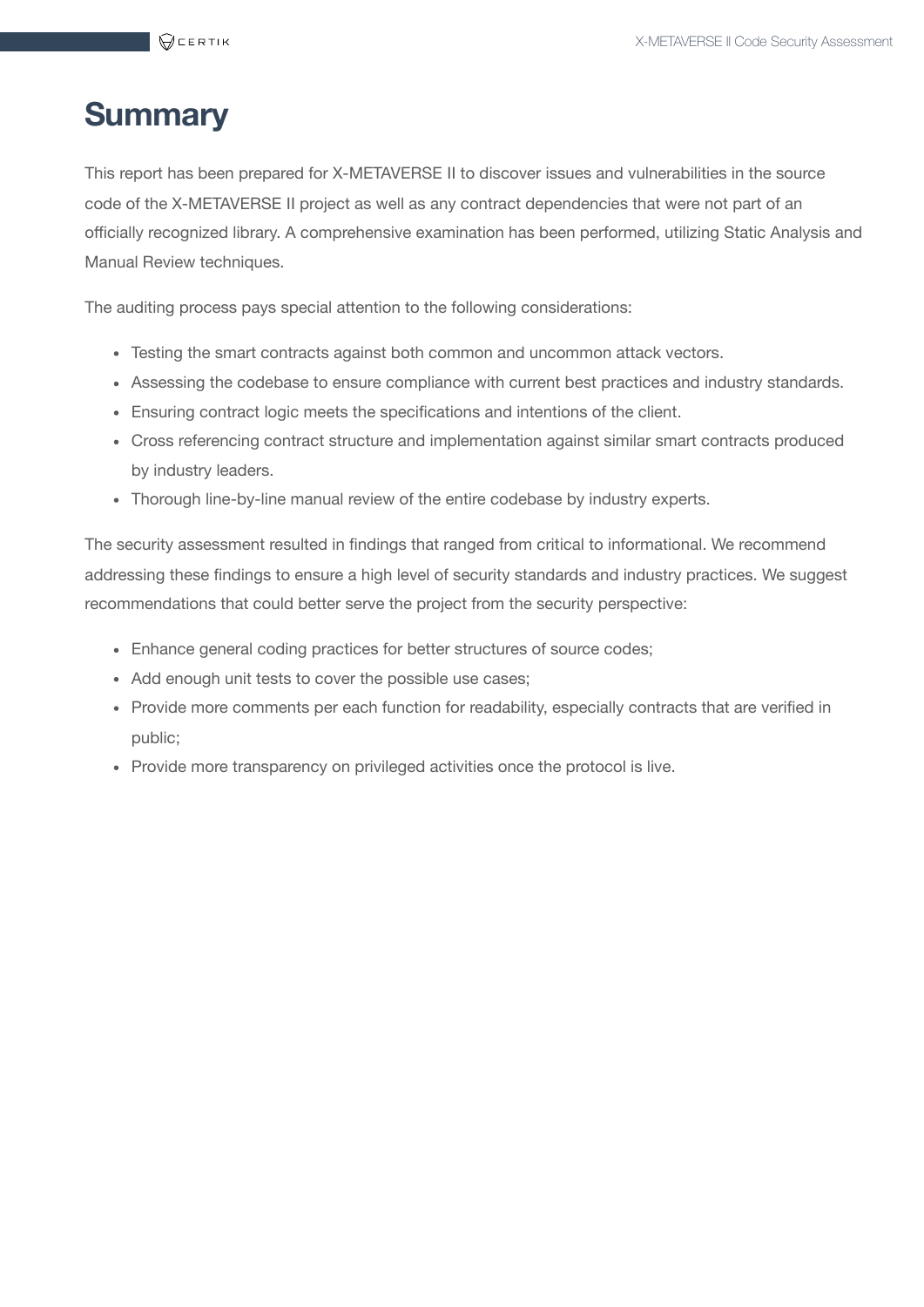# Summary

This report has been prepared for X-METAVERSE II to discover issues and vulnerabilities in the source code of the X-METAVERSE II project as well as any contract dependencies that were not part of an officially recognized library. A comprehensive examination has been performed, utilizing Static Analysis and Manual Review techniques.

The auditing process pays special attention to the following considerations:

- Testing the smart contracts against both common and uncommon attack vectors.
- Assessing the codebase to ensure compliance with current best practices and industry standards.
- Ensuring contract logic meets the specifications and intentions of the client.
- Cross referencing contract structure and implementation against similar smart contracts produced by industry leaders.
- Thorough line-by-line manual review of the entire codebase by industry experts.

The security assessment resulted in findings that ranged from critical to informational. We recommend addressing these findings to ensure a high level of security standards and industry practices. We suggest recommendations that could better serve the project from the security perspective:

- Enhance general coding practices for better structures of source codes;
- Add enough unit tests to cover the possible use cases;
- Provide more comments per each function for readability, especially contracts that are verified in public;
- Provide more transparency on privileged activities once the protocol is live.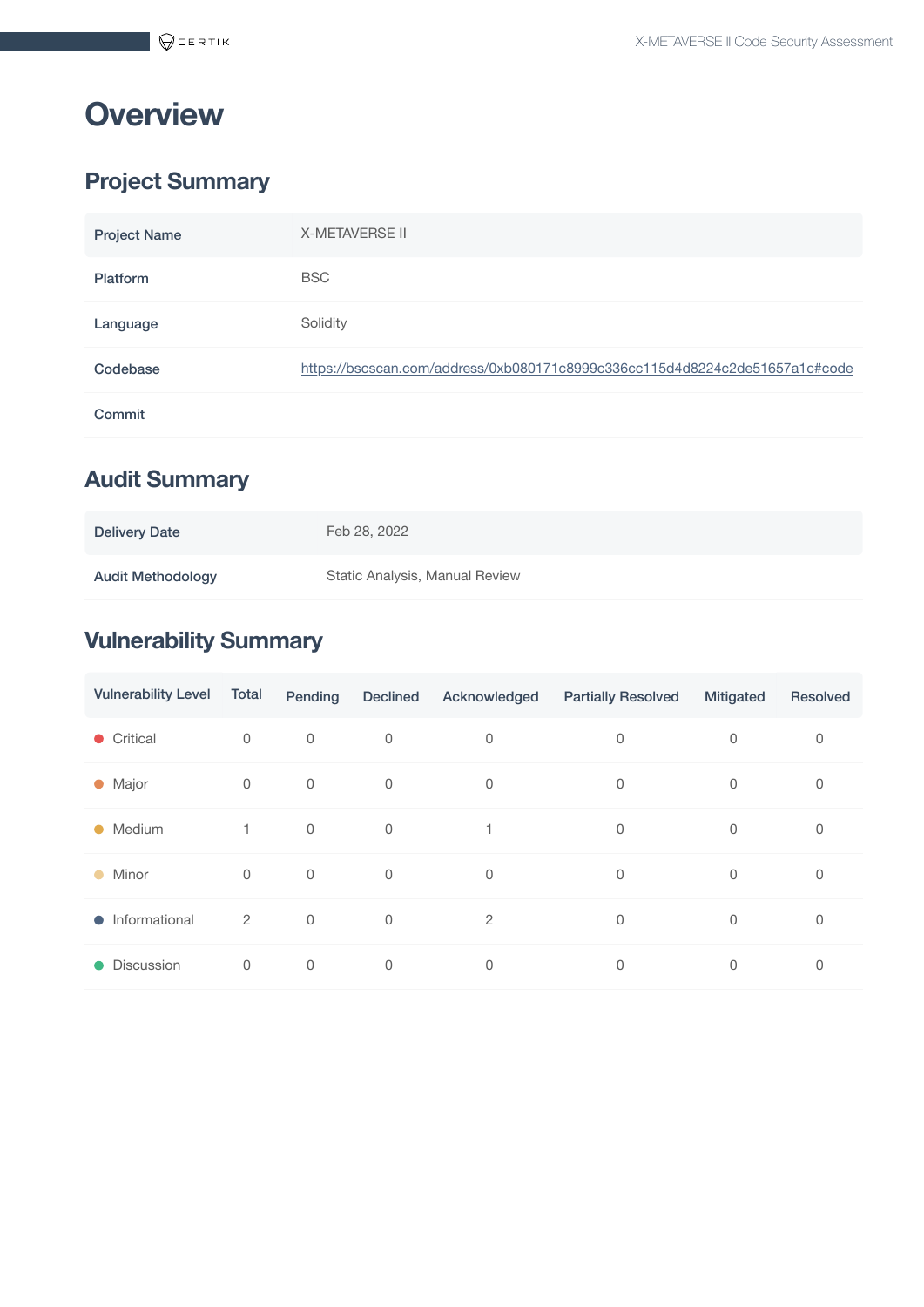# Overview

## Project Summary

| Project Name | X-METAVERSE II |
|---|---|
| Platform | BSC |
| Language | Solidity |
| Codebase | https://bscscan.com/address/0xb080171c8999c336cc115d4d8224c2de51657a1c#code |
| Commit | |

## Audit Summary

| Delivery Date | Feb 28, 2022 |
|---|---|
| Audit Methodology | Static Analysis, Manual Review |

## Vulnerability Summary

| Vulnerability Level | Total | Pending | Declined | Acknowledged | Partially Resolved | Mitigated | Resolved |
|---|---|---|---|---|---|---|---|
| Critical | 0 | 0 | 0 | 0 | 0 | 0 | 0 |
| Major | 0 | 0 | 0 | 0 | 0 | 0 | 0 |
| Medium | 1 | 0 | 0 | 1 | 0 | 0 | 0 |
| Minor | 0 | 0 | 0 | 0 | 0 | 0 | 0 |
| Informational | 2 | 0 | 0 | 2 | 0 | 0 | 0 |
| Discussion | 0 | 0 | 0 | 0 | 0 | 0 | 0 |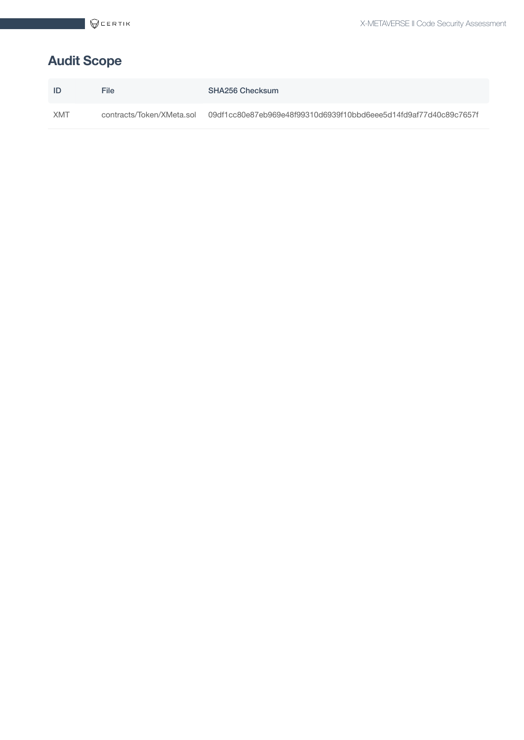## Audit Scope

| ID | File | SHA256 Checksum |
|---|---|---|
| XMT | contracts/Token/XMeta.sol | 09df1cc80e87eb969e48f99310d6939f10bbd6eee5d14fd9af77d40c89c7657f |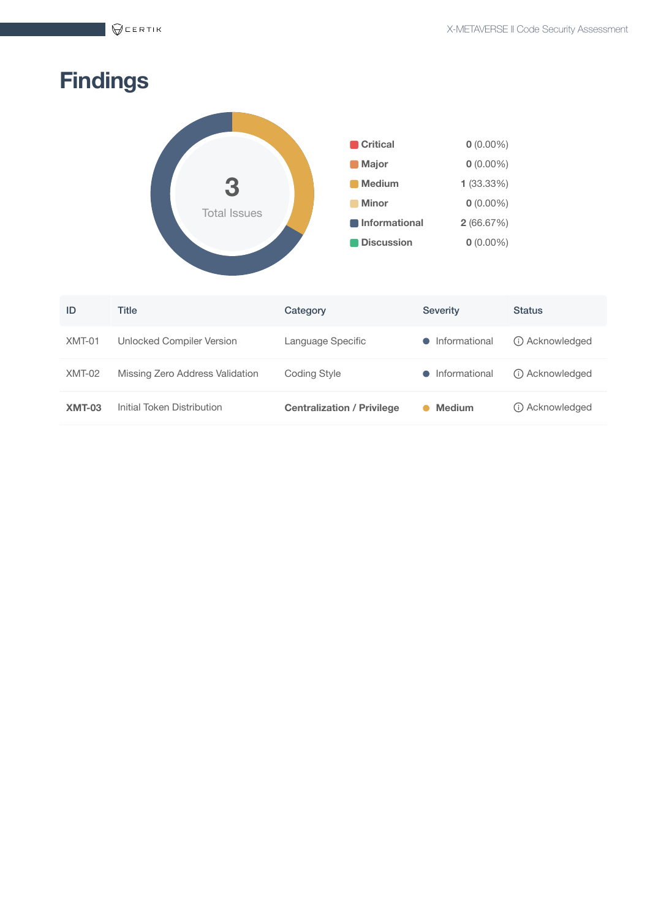# Findings

3

Total Issues

| Severity | Count |
|---|---|
| Critical | **0** (0.00%) |
| Major | **0** (0.00%) |
| Medium | **1** (33.33%) |
| Minor | **0** (0.00%) |
| Informational | **2** (66.67%) |
| Discussion | **0** (0.00%) |

| ID | Title | Category | Severity | Status |
|---|---|---|---|---|
| XMT-01 | Unlocked Compiler Version | Language Specific | Informational | Acknowledged |
| XMT-02 | Missing Zero Address Validation | Coding Style | Informational | Acknowledged |
| **XMT-03** | Initial Token Distribution | **Centralization / Privilege** | **Medium** | Acknowledged |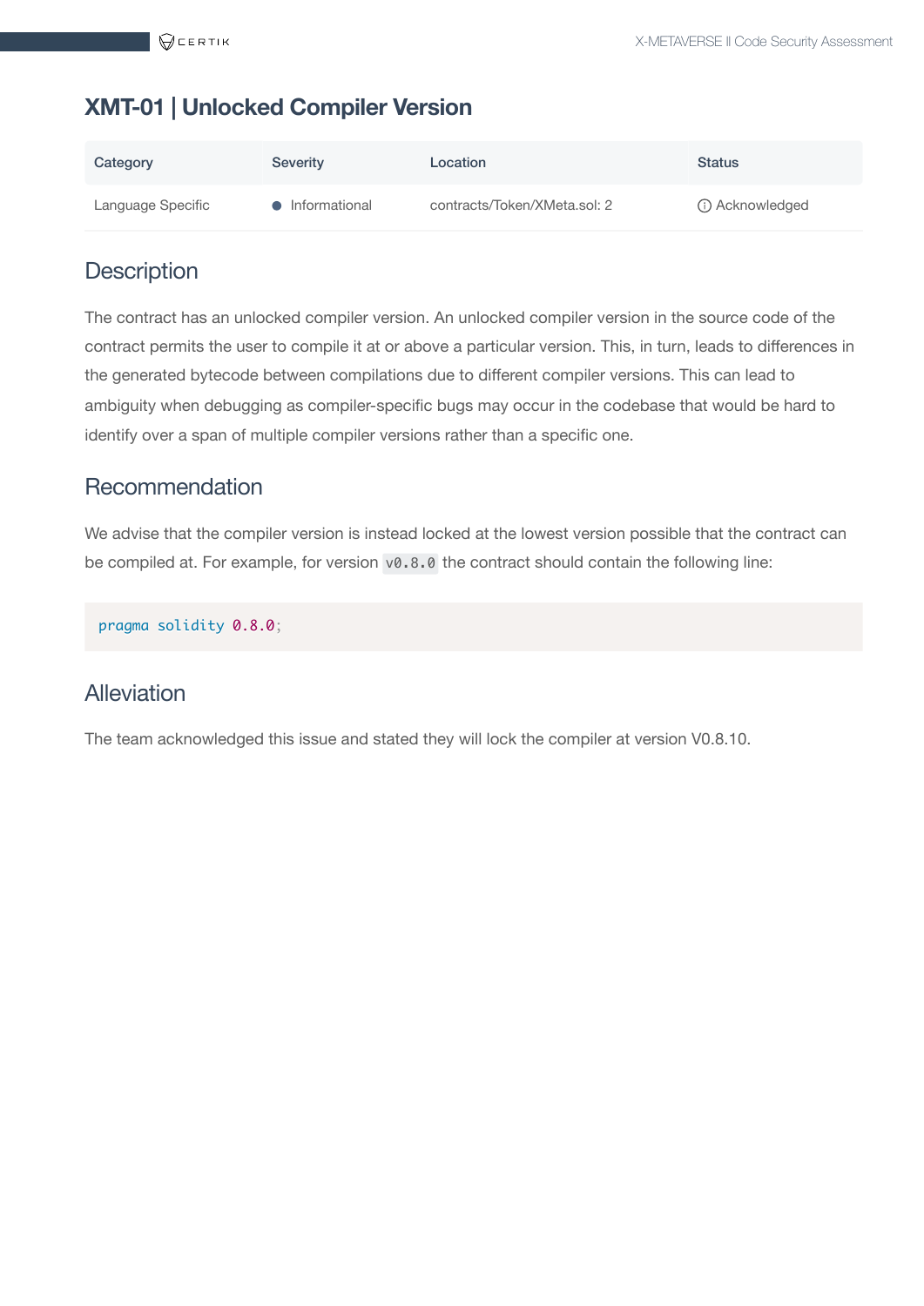## XMT-01 | Unlocked Compiler Version

| Category | Severity | Location | Status |
| --- | --- | --- | --- |
| Language Specific | Informational | contracts/Token/XMeta.sol: 2 | Acknowledged |

### Description

The contract has an unlocked compiler version. An unlocked compiler version in the source code of the contract permits the user to compile it at or above a particular version. This, in turn, leads to differences in the generated bytecode between compilations due to different compiler versions. This can lead to ambiguity when debugging as compiler-specific bugs may occur in the codebase that would be hard to identify over a span of multiple compiler versions rather than a specific one.

### Recommendation

We advise that the compiler version is instead locked at the lowest version possible that the contract can be compiled at. For example, for version `v0.8.0` the contract should contain the following line:

```
pragma solidity 0.8.0;
```

### Alleviation

The team acknowledged this issue and stated they will lock the compiler at version V0.8.10.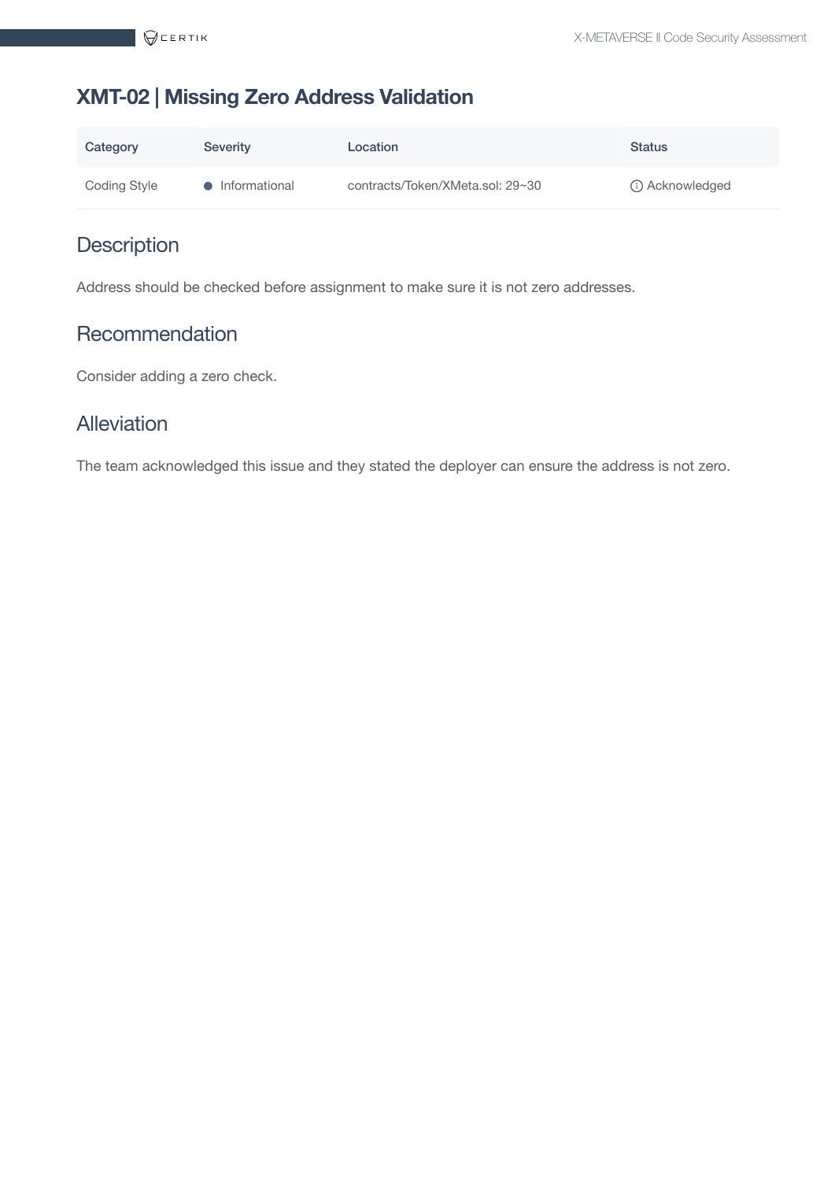## XMT-02 | Missing Zero Address Validation

| Category | Severity | Location | Status |
| --- | --- | --- | --- |
| Coding Style | ● Informational | contracts/Token/XMeta.sol: 29~30 | ⓘ Acknowledged |

### Description

Address should be checked before assignment to make sure it is not zero addresses.

### Recommendation

Consider adding a zero check.

### Alleviation

The team acknowledged this issue and they stated the deployer can ensure the address is not zero.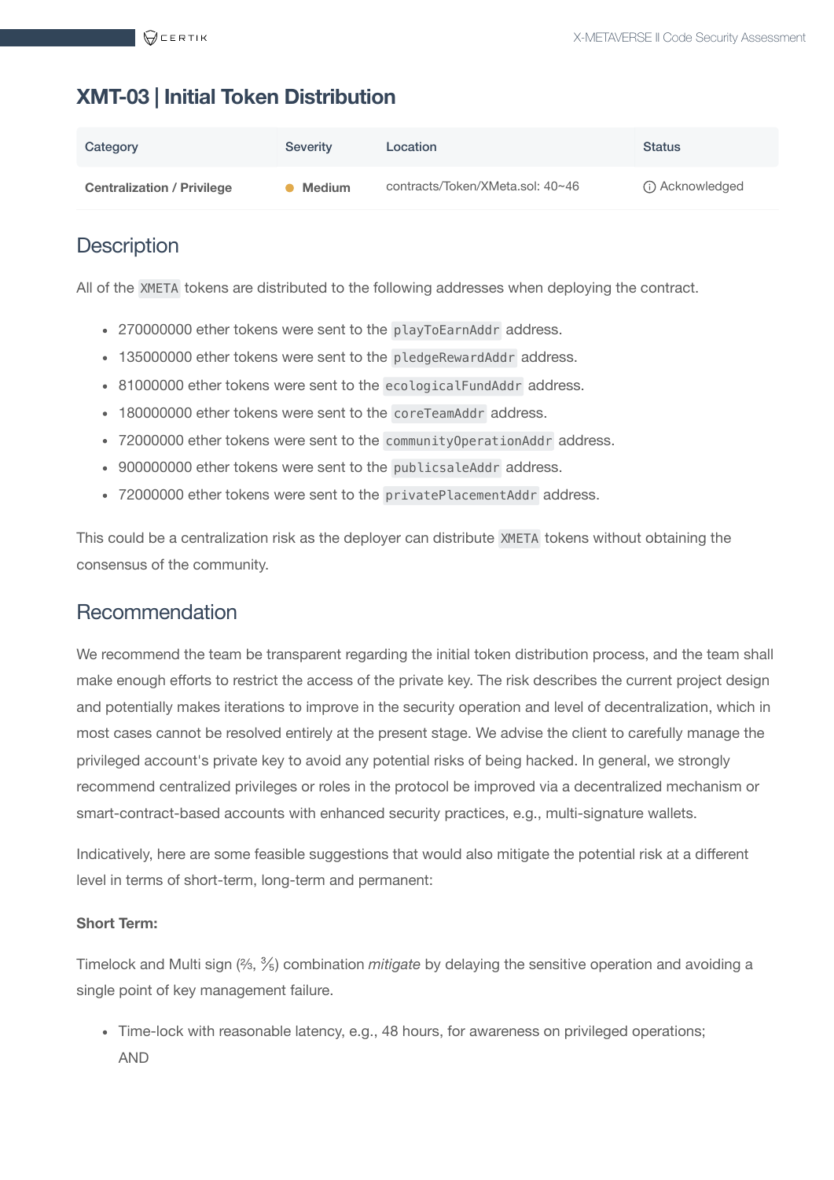## XMT-03 | Initial Token Distribution

| Category | Severity | Location | Status |
|---|---|---|---|
| **Centralization / Privilege** | **Medium** | contracts/Token/XMeta.sol: 40~46 | Acknowledged |

### Description

All of the `XMETA` tokens are distributed to the following addresses when deploying the contract.

- 270000000 ether tokens were sent to the `playToEarnAddr` address.
- 135000000 ether tokens were sent to the `pledgeRewardAddr` address.
- 81000000 ether tokens were sent to the `ecologicalFundAddr` address.
- 180000000 ether tokens were sent to the `coreTeamAddr` address.
- 72000000 ether tokens were sent to the `communityOperationAddr` address.
- 900000000 ether tokens were sent to the `publicsaleAddr` address.
- 72000000 ether tokens were sent to the `privatePlacementAddr` address.

This could be a centralization risk as the deployer can distribute `XMETA` tokens without obtaining the consensus of the community.

### Recommendation

We recommend the team be transparent regarding the initial token distribution process, and the team shall make enough efforts to restrict the access of the private key. The risk describes the current project design and potentially makes iterations to improve in the security operation and level of decentralization, which in most cases cannot be resolved entirely at the present stage. We advise the client to carefully manage the privileged account's private key to avoid any potential risks of being hacked. In general, we strongly recommend centralized privileges or roles in the protocol be improved via a decentralized mechanism or smart-contract-based accounts with enhanced security practices, e.g., multi-signature wallets.

Indicatively, here are some feasible suggestions that would also mitigate the potential risk at a different level in terms of short-term, long-term and permanent:

**Short Term:**

Timelock and Multi sign (⅔, ⅗) combination *mitigate* by delaying the sensitive operation and avoiding a single point of key management failure.

- Time-lock with reasonable latency, e.g., 48 hours, for awareness on privileged operations;
  AND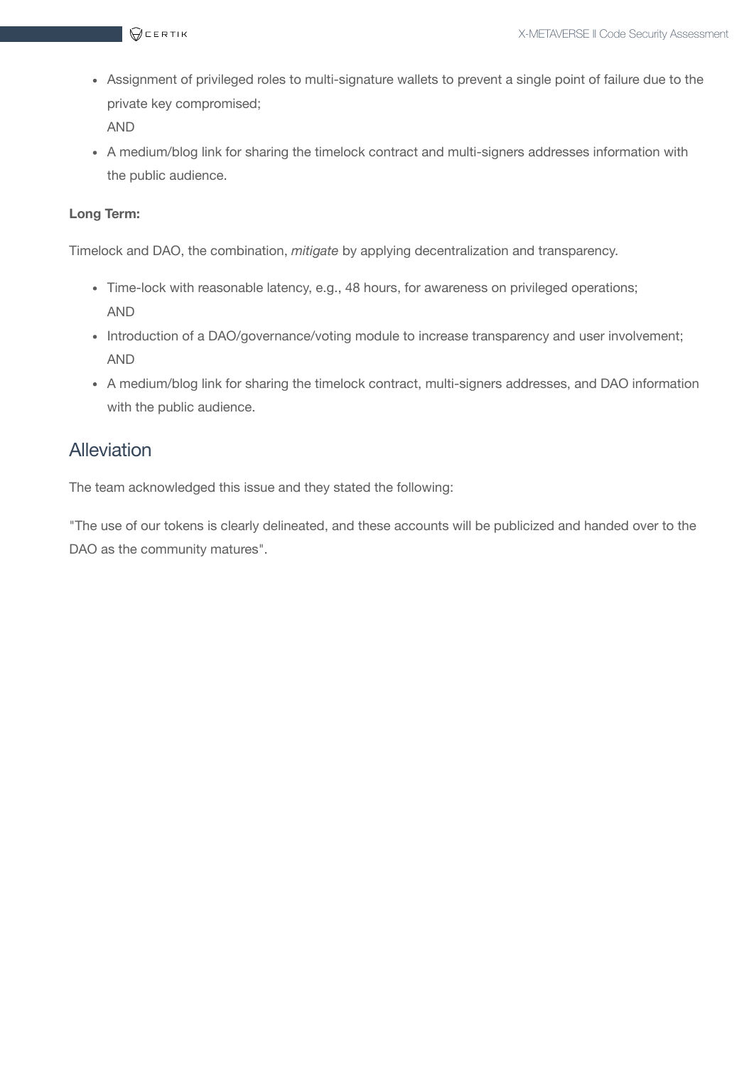- Assignment of privileged roles to multi-signature wallets to prevent a single point of failure due to the private key compromised;
  AND
- A medium/blog link for sharing the timelock contract and multi-signers addresses information with the public audience.

**Long Term:**

Timelock and DAO, the combination, *mitigate* by applying decentralization and transparency.

- Time-lock with reasonable latency, e.g., 48 hours, for awareness on privileged operations;
  AND
- Introduction of a DAO/governance/voting module to increase transparency and user involvement;
  AND
- A medium/blog link for sharing the timelock contract, multi-signers addresses, and DAO information with the public audience.

## Alleviation

The team acknowledged this issue and they stated the following:

"The use of our tokens is clearly delineated, and these accounts will be publicized and handed over to the DAO as the community matures".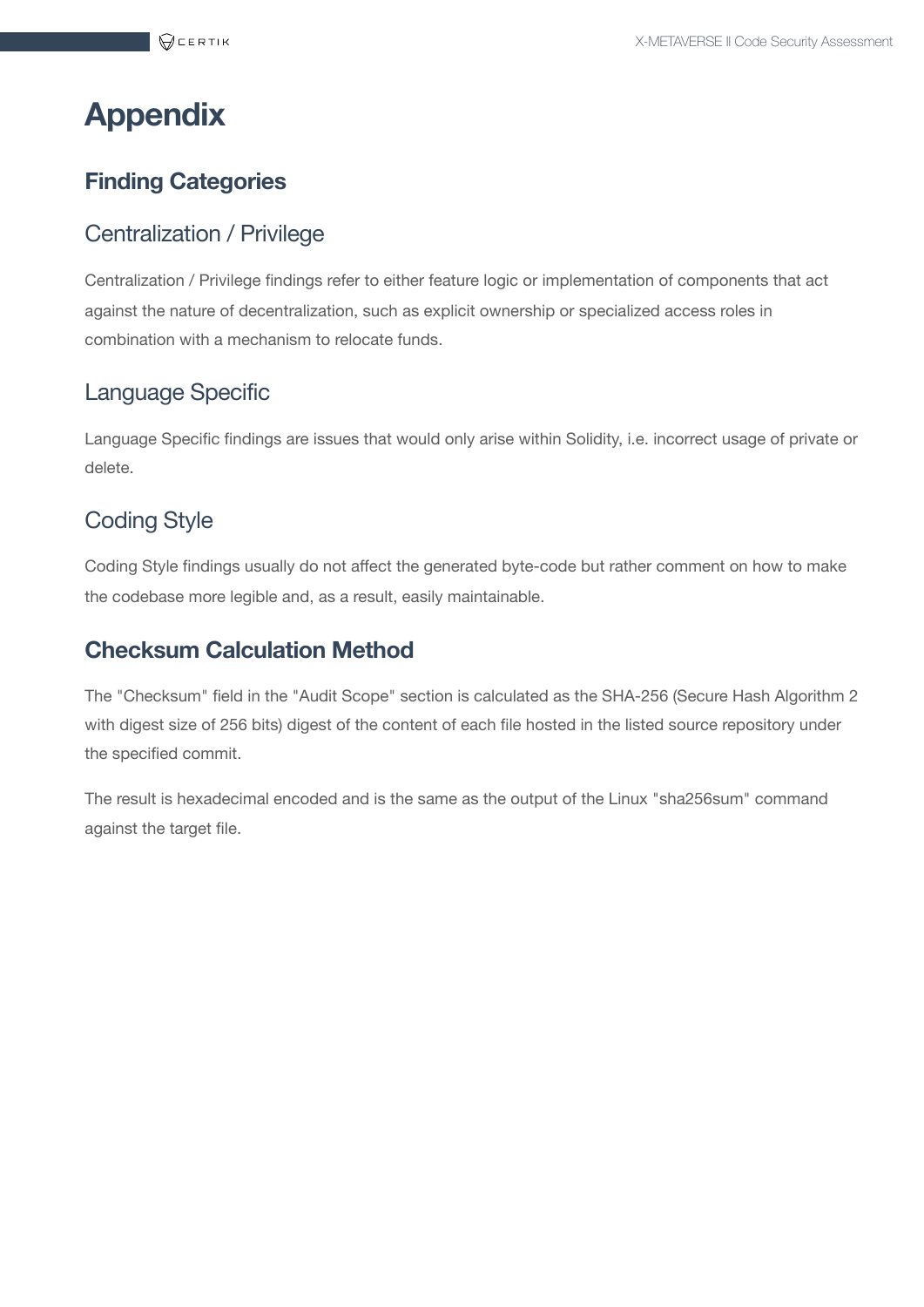# Appendix

## Finding Categories

### Centralization / Privilege

Centralization / Privilege findings refer to either feature logic or implementation of components that act against the nature of decentralization, such as explicit ownership or specialized access roles in combination with a mechanism to relocate funds.

### Language Specific

Language Specific findings are issues that would only arise within Solidity, i.e. incorrect usage of private or delete.

### Coding Style

Coding Style findings usually do not affect the generated byte-code but rather comment on how to make the codebase more legible and, as a result, easily maintainable.

## Checksum Calculation Method

The "Checksum" field in the "Audit Scope" section is calculated as the SHA-256 (Secure Hash Algorithm 2 with digest size of 256 bits) digest of the content of each file hosted in the listed source repository under the specified commit.

The result is hexadecimal encoded and is the same as the output of the Linux "sha256sum" command against the target file.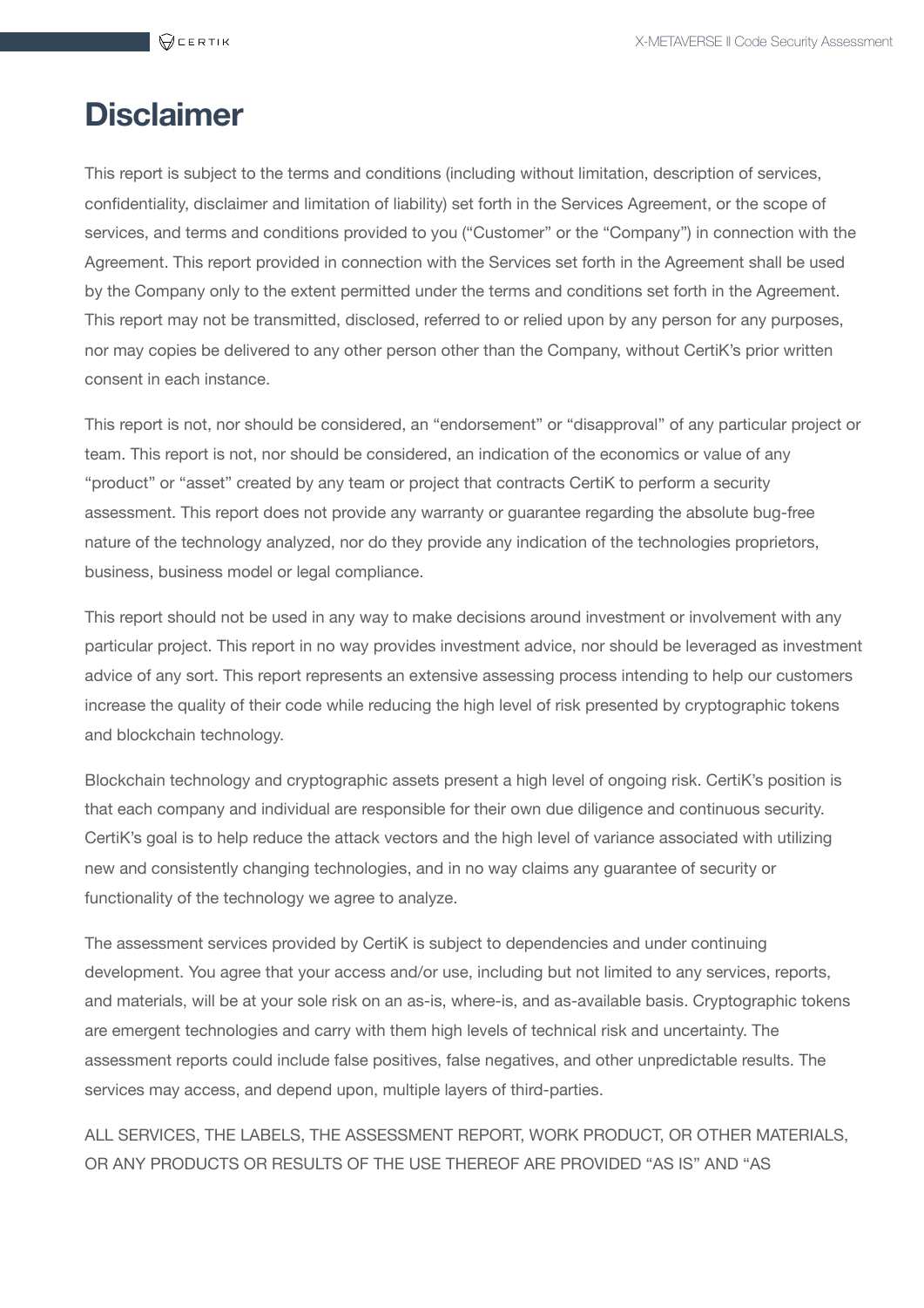# Disclaimer

This report is subject to the terms and conditions (including without limitation, description of services, confidentiality, disclaimer and limitation of liability) set forth in the Services Agreement, or the scope of services, and terms and conditions provided to you ("Customer" or the "Company") in connection with the Agreement. This report provided in connection with the Services set forth in the Agreement shall be used by the Company only to the extent permitted under the terms and conditions set forth in the Agreement. This report may not be transmitted, disclosed, referred to or relied upon by any person for any purposes, nor may copies be delivered to any other person other than the Company, without CertiK's prior written consent in each instance.

This report is not, nor should be considered, an "endorsement" or "disapproval" of any particular project or team. This report is not, nor should be considered, an indication of the economics or value of any "product" or "asset" created by any team or project that contracts CertiK to perform a security assessment. This report does not provide any warranty or guarantee regarding the absolute bug-free nature of the technology analyzed, nor do they provide any indication of the technologies proprietors, business, business model or legal compliance.

This report should not be used in any way to make decisions around investment or involvement with any particular project. This report in no way provides investment advice, nor should be leveraged as investment advice of any sort. This report represents an extensive assessing process intending to help our customers increase the quality of their code while reducing the high level of risk presented by cryptographic tokens and blockchain technology.

Blockchain technology and cryptographic assets present a high level of ongoing risk. CertiK's position is that each company and individual are responsible for their own due diligence and continuous security. CertiK's goal is to help reduce the attack vectors and the high level of variance associated with utilizing new and consistently changing technologies, and in no way claims any guarantee of security or functionality of the technology we agree to analyze.

The assessment services provided by CertiK is subject to dependencies and under continuing development. You agree that your access and/or use, including but not limited to any services, reports, and materials, will be at your sole risk on an as-is, where-is, and as-available basis. Cryptographic tokens are emergent technologies and carry with them high levels of technical risk and uncertainty. The assessment reports could include false positives, false negatives, and other unpredictable results. The services may access, and depend upon, multiple layers of third-parties.

ALL SERVICES, THE LABELS, THE ASSESSMENT REPORT, WORK PRODUCT, OR OTHER MATERIALS, OR ANY PRODUCTS OR RESULTS OF THE USE THEREOF ARE PROVIDED "AS IS" AND "AS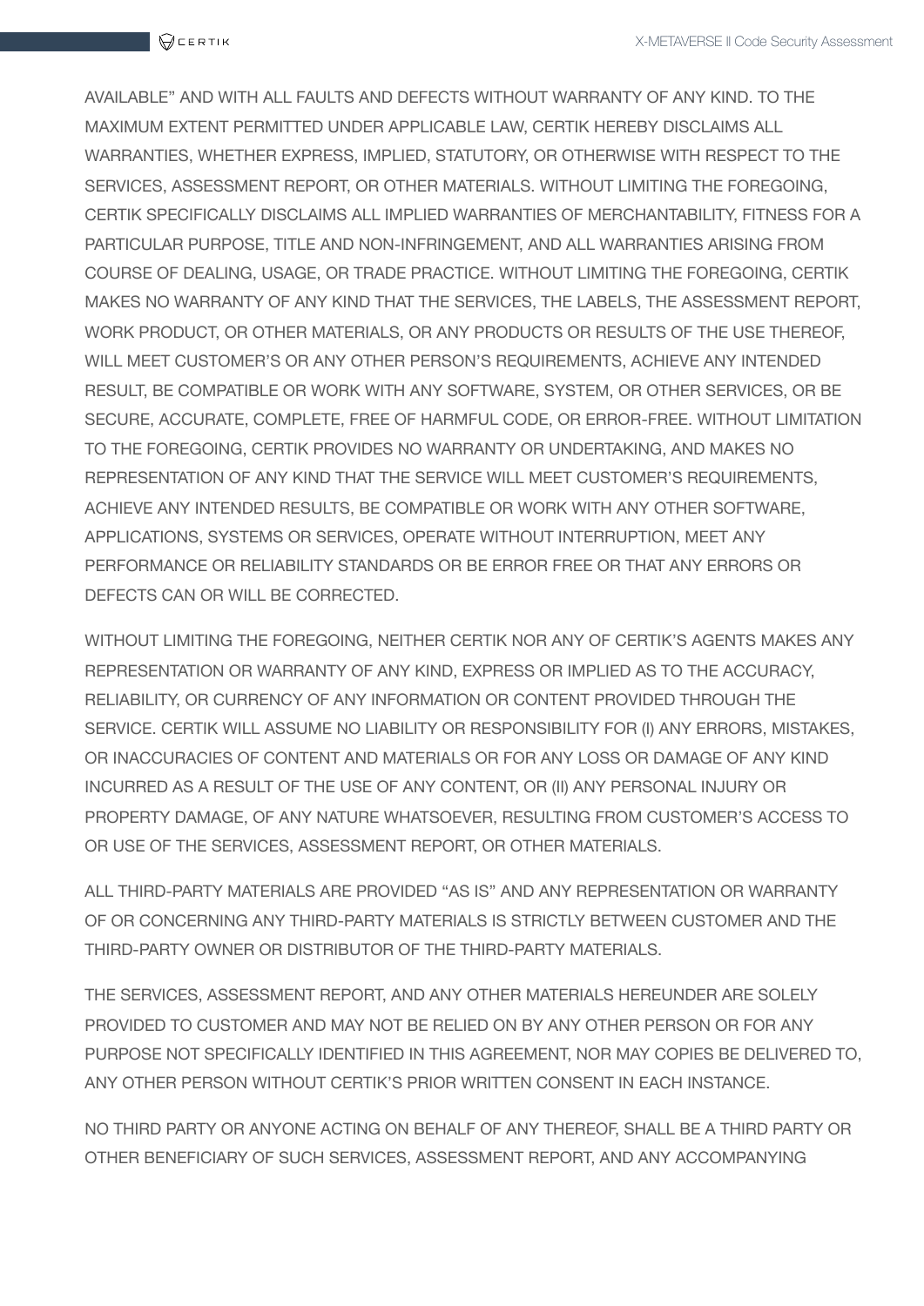AVAILABLE" AND WITH ALL FAULTS AND DEFECTS WITHOUT WARRANTY OF ANY KIND. TO THE MAXIMUM EXTENT PERMITTED UNDER APPLICABLE LAW, CERTIK HEREBY DISCLAIMS ALL WARRANTIES, WHETHER EXPRESS, IMPLIED, STATUTORY, OR OTHERWISE WITH RESPECT TO THE SERVICES, ASSESSMENT REPORT, OR OTHER MATERIALS. WITHOUT LIMITING THE FOREGOING, CERTIK SPECIFICALLY DISCLAIMS ALL IMPLIED WARRANTIES OF MERCHANTABILITY, FITNESS FOR A PARTICULAR PURPOSE, TITLE AND NON-INFRINGEMENT, AND ALL WARRANTIES ARISING FROM COURSE OF DEALING, USAGE, OR TRADE PRACTICE. WITHOUT LIMITING THE FOREGOING, CERTIK MAKES NO WARRANTY OF ANY KIND THAT THE SERVICES, THE LABELS, THE ASSESSMENT REPORT, WORK PRODUCT, OR OTHER MATERIALS, OR ANY PRODUCTS OR RESULTS OF THE USE THEREOF, WILL MEET CUSTOMER'S OR ANY OTHER PERSON'S REQUIREMENTS, ACHIEVE ANY INTENDED RESULT, BE COMPATIBLE OR WORK WITH ANY SOFTWARE, SYSTEM, OR OTHER SERVICES, OR BE SECURE, ACCURATE, COMPLETE, FREE OF HARMFUL CODE, OR ERROR-FREE. WITHOUT LIMITATION TO THE FOREGOING, CERTIK PROVIDES NO WARRANTY OR UNDERTAKING, AND MAKES NO REPRESENTATION OF ANY KIND THAT THE SERVICE WILL MEET CUSTOMER'S REQUIREMENTS, ACHIEVE ANY INTENDED RESULTS, BE COMPATIBLE OR WORK WITH ANY OTHER SOFTWARE, APPLICATIONS, SYSTEMS OR SERVICES, OPERATE WITHOUT INTERRUPTION, MEET ANY PERFORMANCE OR RELIABILITY STANDARDS OR BE ERROR FREE OR THAT ANY ERRORS OR DEFECTS CAN OR WILL BE CORRECTED.

WITHOUT LIMITING THE FOREGOING, NEITHER CERTIK NOR ANY OF CERTIK'S AGENTS MAKES ANY REPRESENTATION OR WARRANTY OF ANY KIND, EXPRESS OR IMPLIED AS TO THE ACCURACY, RELIABILITY, OR CURRENCY OF ANY INFORMATION OR CONTENT PROVIDED THROUGH THE SERVICE. CERTIK WILL ASSUME NO LIABILITY OR RESPONSIBILITY FOR (I) ANY ERRORS, MISTAKES, OR INACCURACIES OF CONTENT AND MATERIALS OR FOR ANY LOSS OR DAMAGE OF ANY KIND INCURRED AS A RESULT OF THE USE OF ANY CONTENT, OR (II) ANY PERSONAL INJURY OR PROPERTY DAMAGE, OF ANY NATURE WHATSOEVER, RESULTING FROM CUSTOMER'S ACCESS TO OR USE OF THE SERVICES, ASSESSMENT REPORT, OR OTHER MATERIALS.

ALL THIRD-PARTY MATERIALS ARE PROVIDED "AS IS" AND ANY REPRESENTATION OR WARRANTY OF OR CONCERNING ANY THIRD-PARTY MATERIALS IS STRICTLY BETWEEN CUSTOMER AND THE THIRD-PARTY OWNER OR DISTRIBUTOR OF THE THIRD-PARTY MATERIALS.

THE SERVICES, ASSESSMENT REPORT, AND ANY OTHER MATERIALS HEREUNDER ARE SOLELY PROVIDED TO CUSTOMER AND MAY NOT BE RELIED ON BY ANY OTHER PERSON OR FOR ANY PURPOSE NOT SPECIFICALLY IDENTIFIED IN THIS AGREEMENT, NOR MAY COPIES BE DELIVERED TO, ANY OTHER PERSON WITHOUT CERTIK'S PRIOR WRITTEN CONSENT IN EACH INSTANCE.

NO THIRD PARTY OR ANYONE ACTING ON BEHALF OF ANY THEREOF, SHALL BE A THIRD PARTY OR OTHER BENEFICIARY OF SUCH SERVICES, ASSESSMENT REPORT, AND ANY ACCOMPANYING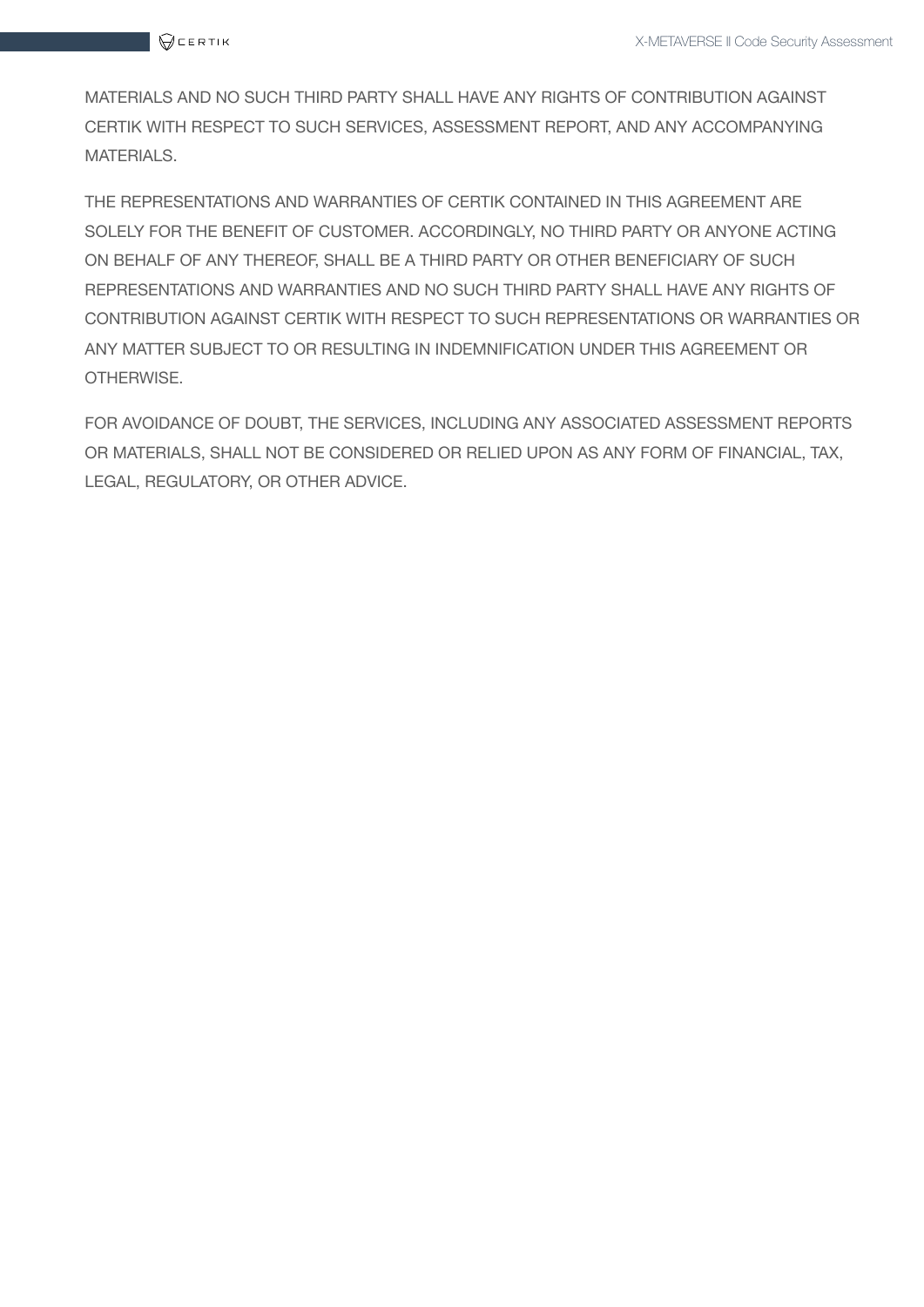MATERIALS AND NO SUCH THIRD PARTY SHALL HAVE ANY RIGHTS OF CONTRIBUTION AGAINST CERTIK WITH RESPECT TO SUCH SERVICES, ASSESSMENT REPORT, AND ANY ACCOMPANYING MATERIALS.

THE REPRESENTATIONS AND WARRANTIES OF CERTIK CONTAINED IN THIS AGREEMENT ARE SOLELY FOR THE BENEFIT OF CUSTOMER. ACCORDINGLY, NO THIRD PARTY OR ANYONE ACTING ON BEHALF OF ANY THEREOF, SHALL BE A THIRD PARTY OR OTHER BENEFICIARY OF SUCH REPRESENTATIONS AND WARRANTIES AND NO SUCH THIRD PARTY SHALL HAVE ANY RIGHTS OF CONTRIBUTION AGAINST CERTIK WITH RESPECT TO SUCH REPRESENTATIONS OR WARRANTIES OR ANY MATTER SUBJECT TO OR RESULTING IN INDEMNIFICATION UNDER THIS AGREEMENT OR OTHERWISE.

FOR AVOIDANCE OF DOUBT, THE SERVICES, INCLUDING ANY ASSOCIATED ASSESSMENT REPORTS OR MATERIALS, SHALL NOT BE CONSIDERED OR RELIED UPON AS ANY FORM OF FINANCIAL, TAX, LEGAL, REGULATORY, OR OTHER ADVICE.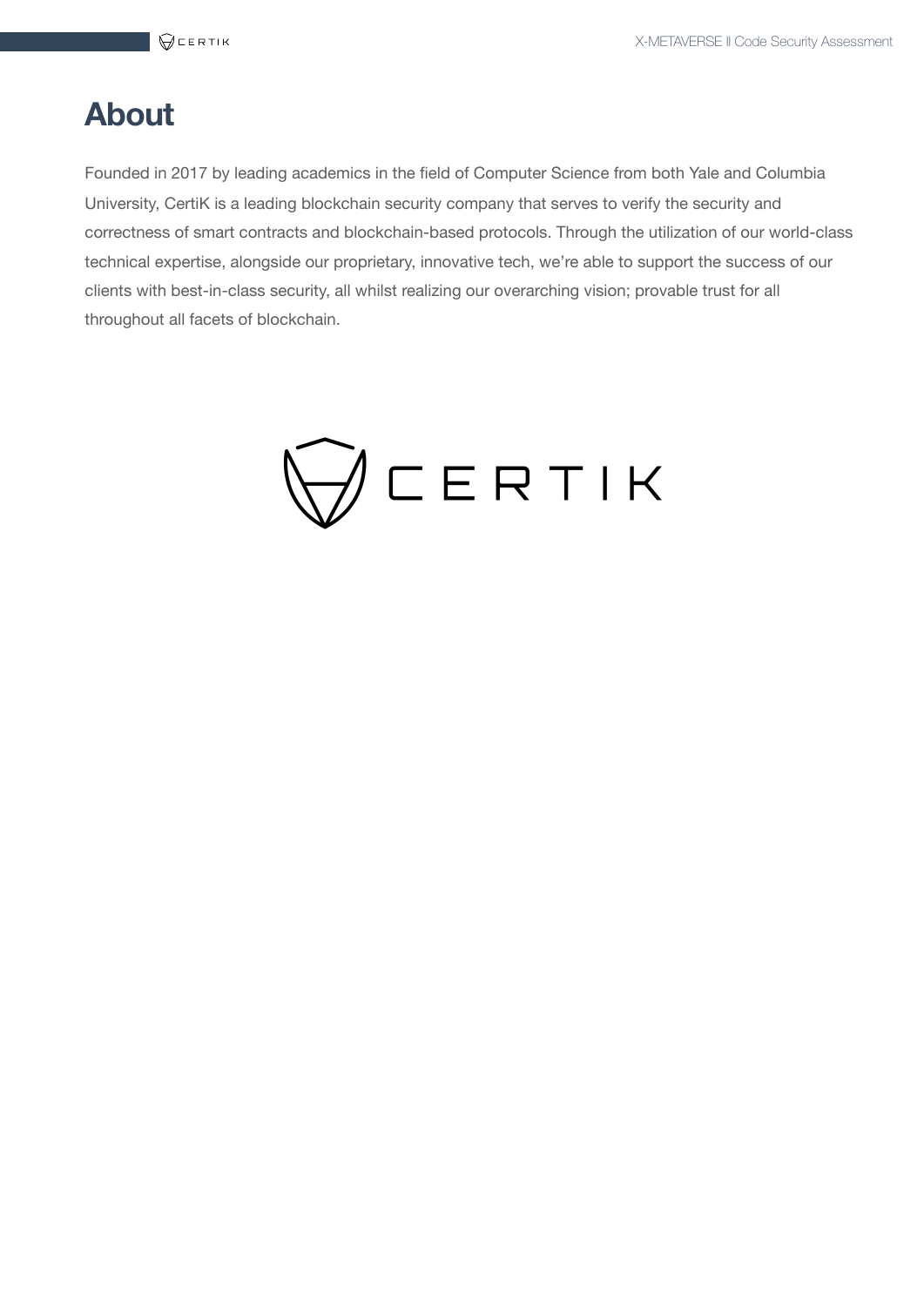# About

Founded in 2017 by leading academics in the field of Computer Science from both Yale and Columbia University, CertiK is a leading blockchain security company that serves to verify the security and correctness of smart contracts and blockchain-based protocols. Through the utilization of our world-class technical expertise, alongside our proprietary, innovative tech, we're able to support the success of our clients with best-in-class security, all whilst realizing our overarching vision; provable trust for all throughout all facets of blockchain.